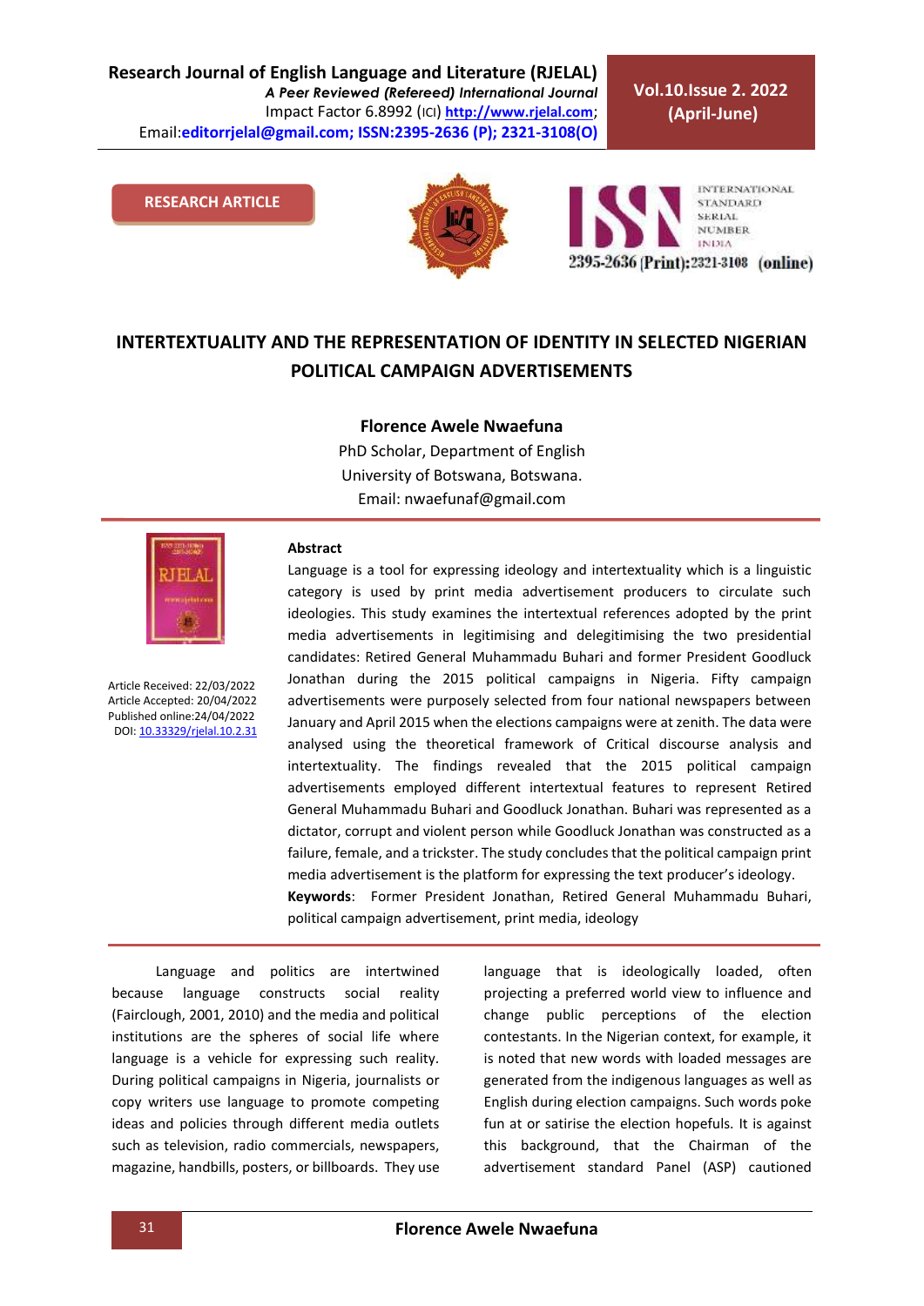RESEARCH ARTICLE

# INTERTEXTUALITY AND THE REPRESENTATION OF IDENTITY IN SELECTED NIGERIAN POLITICAL CAMPAIGN ADVERTISEMENTS

**Florence Awele Nwaefuna**

PhD Scholar, Department of English
University of Botswana, Botswana.
Email: nwaefunaf@gmail.com

Article Received: 22/03/2022
Article Accepted: 20/04/2022
Published online:24/04/2022
DOI: 10.33329/rjelal.10.2.31

**Abstract**

Language is a tool for expressing ideology and intertextuality which is a linguistic category is used by print media advertisement producers to circulate such ideologies. This study examines the intertextual references adopted by the print media advertisements in legitimising and delegitimising the two presidential candidates: Retired General Muhammadu Buhari and former President Goodluck Jonathan during the 2015 political campaigns in Nigeria. Fifty campaign advertisements were purposely selected from four national newspapers between January and April 2015 when the elections campaigns were at zenith. The data were analysed using the theoretical framework of Critical discourse analysis and intertextuality. The findings revealed that the 2015 political campaign advertisements employed different intertextual features to represent Retired General Muhammadu Buhari and Goodluck Jonathan. Buhari was represented as a dictator, corrupt and violent person while Goodluck Jonathan was constructed as a failure, female, and a trickster. The study concludes that the political campaign print media advertisement is the platform for expressing the text producer's ideology.

**Keywords**: Former President Jonathan, Retired General Muhammadu Buhari, political campaign advertisement, print media, ideology

Language and politics are intertwined because language constructs social reality (Fairclough, 2001, 2010) and the media and political institutions are the spheres of social life where language is a vehicle for expressing such reality. During political campaigns in Nigeria, journalists or copy writers use language to promote competing ideas and policies through different media outlets such as television, radio commercials, newspapers, magazine, handbills, posters, or billboards. They use language that is ideologically loaded, often projecting a preferred world view to influence and change public perceptions of the election contestants. In the Nigerian context, for example, it is noted that new words with loaded messages are generated from the indigenous languages as well as English during election campaigns. Such words poke fun at or satirise the election hopefuls. It is against this background, that the Chairman of the advertisement standard Panel (ASP) cautioned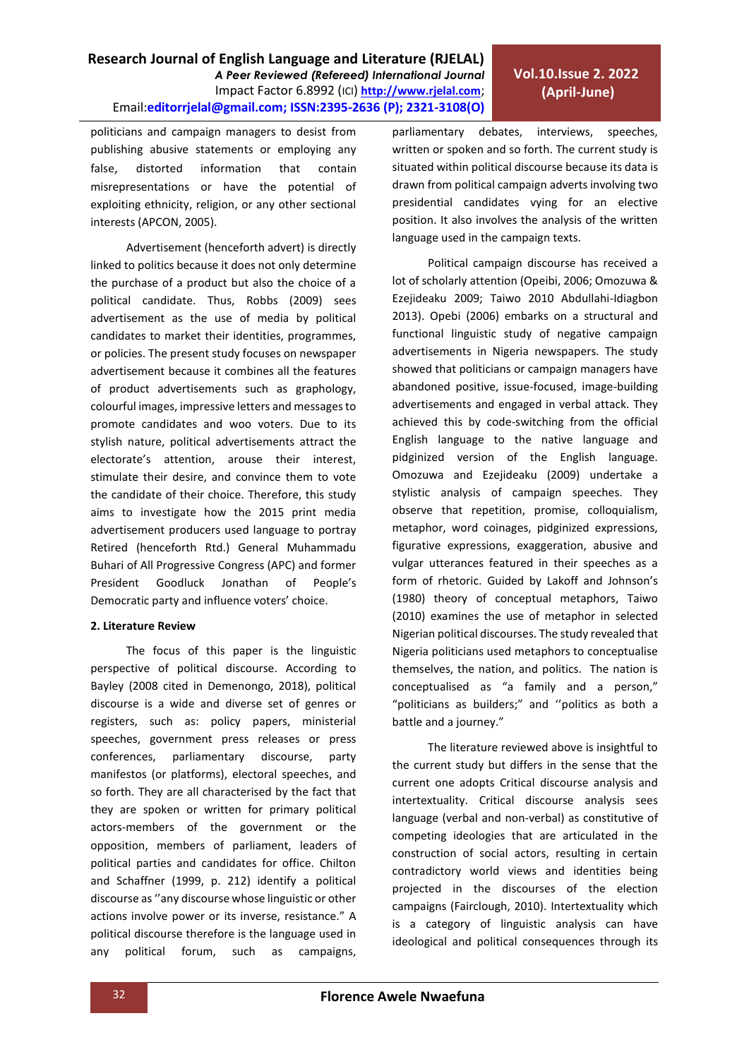politicians and campaign managers to desist from publishing abusive statements or employing any false, distorted information that contain misrepresentations or have the potential of exploiting ethnicity, religion, or any other sectional interests (APCON, 2005).

Advertisement (henceforth advert) is directly linked to politics because it does not only determine the purchase of a product but also the choice of a political candidate. Thus, Robbs (2009) sees advertisement as the use of media by political candidates to market their identities, programmes, or policies. The present study focuses on newspaper advertisement because it combines all the features of product advertisements such as graphology, colourful images, impressive letters and messages to promote candidates and woo voters. Due to its stylish nature, political advertisements attract the electorate's attention, arouse their interest, stimulate their desire, and convince them to vote the candidate of their choice. Therefore, this study aims to investigate how the 2015 print media advertisement producers used language to portray Retired (henceforth Rtd.) General Muhammadu Buhari of All Progressive Congress (APC) and former President Goodluck Jonathan of People's Democratic party and influence voters' choice.

## 2. Literature Review

The focus of this paper is the linguistic perspective of political discourse. According to Bayley (2008 cited in Demenongo, 2018), political discourse is a wide and diverse set of genres or registers, such as: policy papers, ministerial speeches, government press releases or press conferences, parliamentary discourse, party manifestos (or platforms), electoral speeches, and so forth. They are all characterised by the fact that they are spoken or written for primary political actors-members of the government or the opposition, members of parliament, leaders of political parties and candidates for office. Chilton and Schaffner (1999, p. 212) identify a political discourse as ''any discourse whose linguistic or other actions involve power or its inverse, resistance." A political discourse therefore is the language used in any political forum, such as campaigns, parliamentary debates, interviews, speeches, written or spoken and so forth. The current study is situated within political discourse because its data is drawn from political campaign adverts involving two presidential candidates vying for an elective position. It also involves the analysis of the written language used in the campaign texts.

Political campaign discourse has received a lot of scholarly attention (Opeibi, 2006; Omozuwa & Ezejideaku 2009; Taiwo 2010 Abdullahi-Idiagbon 2013). Opebi (2006) embarks on a structural and functional linguistic study of negative campaign advertisements in Nigeria newspapers. The study showed that politicians or campaign managers have abandoned positive, issue-focused, image-building advertisements and engaged in verbal attack. They achieved this by code-switching from the official English language to the native language and pidginized version of the English language. Omozuwa and Ezejideaku (2009) undertake a stylistic analysis of campaign speeches. They observe that repetition, promise, colloquialism, metaphor, word coinages, pidginized expressions, figurative expressions, exaggeration, abusive and vulgar utterances featured in their speeches as a form of rhetoric. Guided by Lakoff and Johnson's (1980) theory of conceptual metaphors, Taiwo (2010) examines the use of metaphor in selected Nigerian political discourses. The study revealed that Nigeria politicians used metaphors to conceptualise themselves, the nation, and politics. The nation is conceptualised as "a family and a person," "politicians as builders;" and ''politics as both a battle and a journey."

The literature reviewed above is insightful to the current study but differs in the sense that the current one adopts Critical discourse analysis and intertextuality. Critical discourse analysis sees language (verbal and non-verbal) as constitutive of competing ideologies that are articulated in the construction of social actors, resulting in certain contradictory world views and identities being projected in the discourses of the election campaigns (Fairclough, 2010). Intertextuality which is a category of linguistic analysis can have ideological and political consequences through its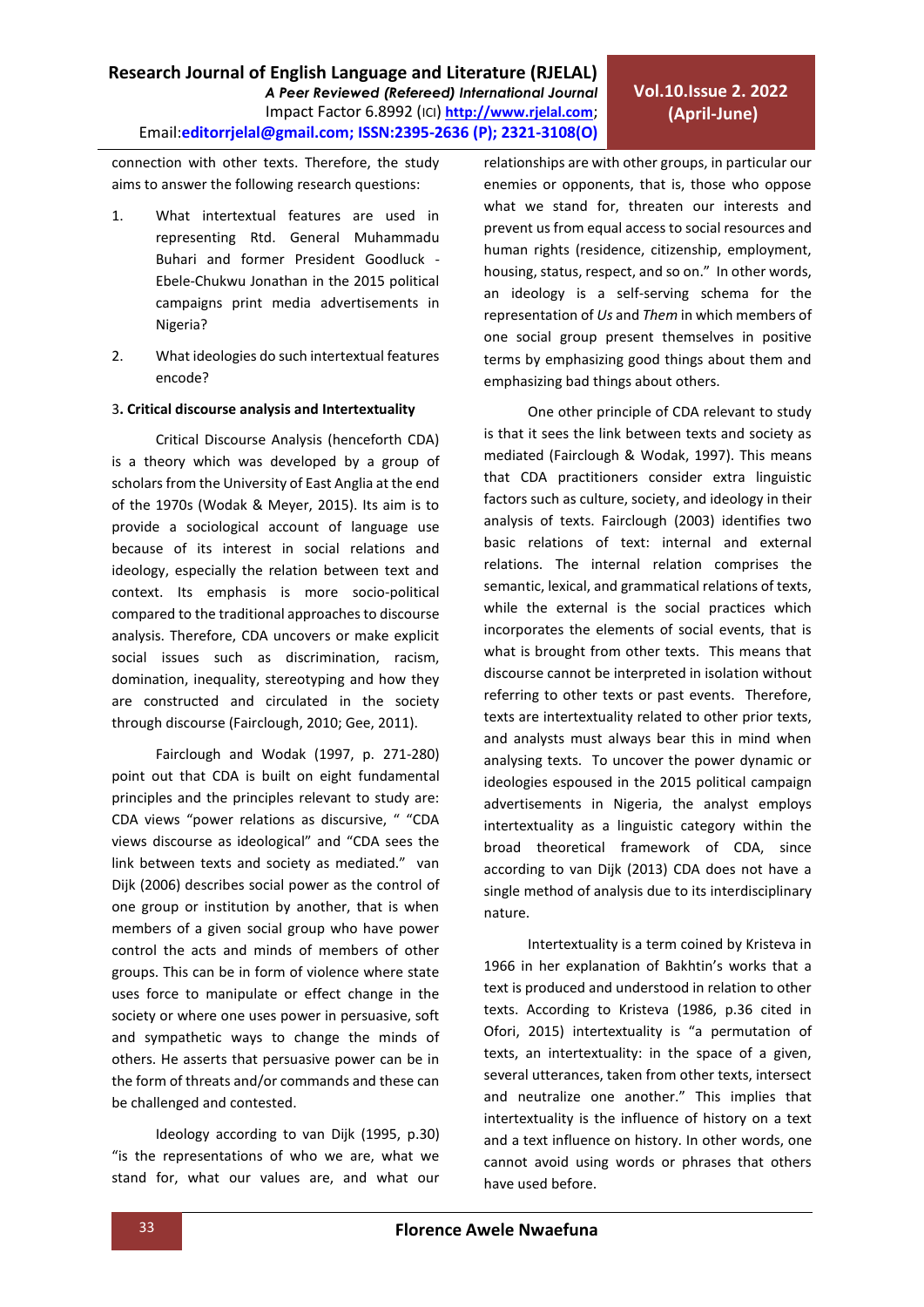connection with other texts. Therefore, the study aims to answer the following research questions:

1. What intertextual features are used in representing Rtd. General Muhammadu Buhari and former President Goodluck - Ebele-Chukwu Jonathan in the 2015 political campaigns print media advertisements in Nigeria?
2. What ideologies do such intertextual features encode?

### 3. Critical discourse analysis and Intertextuality

Critical Discourse Analysis (henceforth CDA) is a theory which was developed by a group of scholars from the University of East Anglia at the end of the 1970s (Wodak & Meyer, 2015). Its aim is to provide a sociological account of language use because of its interest in social relations and ideology, especially the relation between text and context. Its emphasis is more socio-political compared to the traditional approaches to discourse analysis. Therefore, CDA uncovers or make explicit social issues such as discrimination, racism, domination, inequality, stereotyping and how they are constructed and circulated in the society through discourse (Fairclough, 2010; Gee, 2011).

Fairclough and Wodak (1997, p. 271-280) point out that CDA is built on eight fundamental principles and the principles relevant to study are: CDA views "power relations as discursive, " "CDA views discourse as ideological" and "CDA sees the link between texts and society as mediated." van Dijk (2006) describes social power as the control of one group or institution by another, that is when members of a given social group who have power control the acts and minds of members of other groups. This can be in form of violence where state uses force to manipulate or effect change in the society or where one uses power in persuasive, soft and sympathetic ways to change the minds of others. He asserts that persuasive power can be in the form of threats and/or commands and these can be challenged and contested.

Ideology according to van Dijk (1995, p.30) "is the representations of who we are, what we stand for, what our values are, and what our relationships are with other groups, in particular our enemies or opponents, that is, those who oppose what we stand for, threaten our interests and prevent us from equal access to social resources and human rights (residence, citizenship, employment, housing, status, respect, and so on." In other words, an ideology is a self-serving schema for the representation of *Us* and *Them* in which members of one social group present themselves in positive terms by emphasizing good things about them and emphasizing bad things about others.

One other principle of CDA relevant to study is that it sees the link between texts and society as mediated (Fairclough & Wodak, 1997). This means that CDA practitioners consider extra linguistic factors such as culture, society, and ideology in their analysis of texts. Fairclough (2003) identifies two basic relations of text: internal and external relations. The internal relation comprises the semantic, lexical, and grammatical relations of texts, while the external is the social practices which incorporates the elements of social events, that is what is brought from other texts. This means that discourse cannot be interpreted in isolation without referring to other texts or past events. Therefore, texts are intertextuality related to other prior texts, and analysts must always bear this in mind when analysing texts. To uncover the power dynamic or ideologies espoused in the 2015 political campaign advertisements in Nigeria, the analyst employs intertextuality as a linguistic category within the broad theoretical framework of CDA, since according to van Dijk (2013) CDA does not have a single method of analysis due to its interdisciplinary nature.

Intertextuality is a term coined by Kristeva in 1966 in her explanation of Bakhtin's works that a text is produced and understood in relation to other texts. According to Kristeva (1986, p.36 cited in Ofori, 2015) intertextuality is "a permutation of texts, an intertextuality: in the space of a given, several utterances, taken from other texts, intersect and neutralize one another." This implies that intertextuality is the influence of history on a text and a text influence on history. In other words, one cannot avoid using words or phrases that others have used before.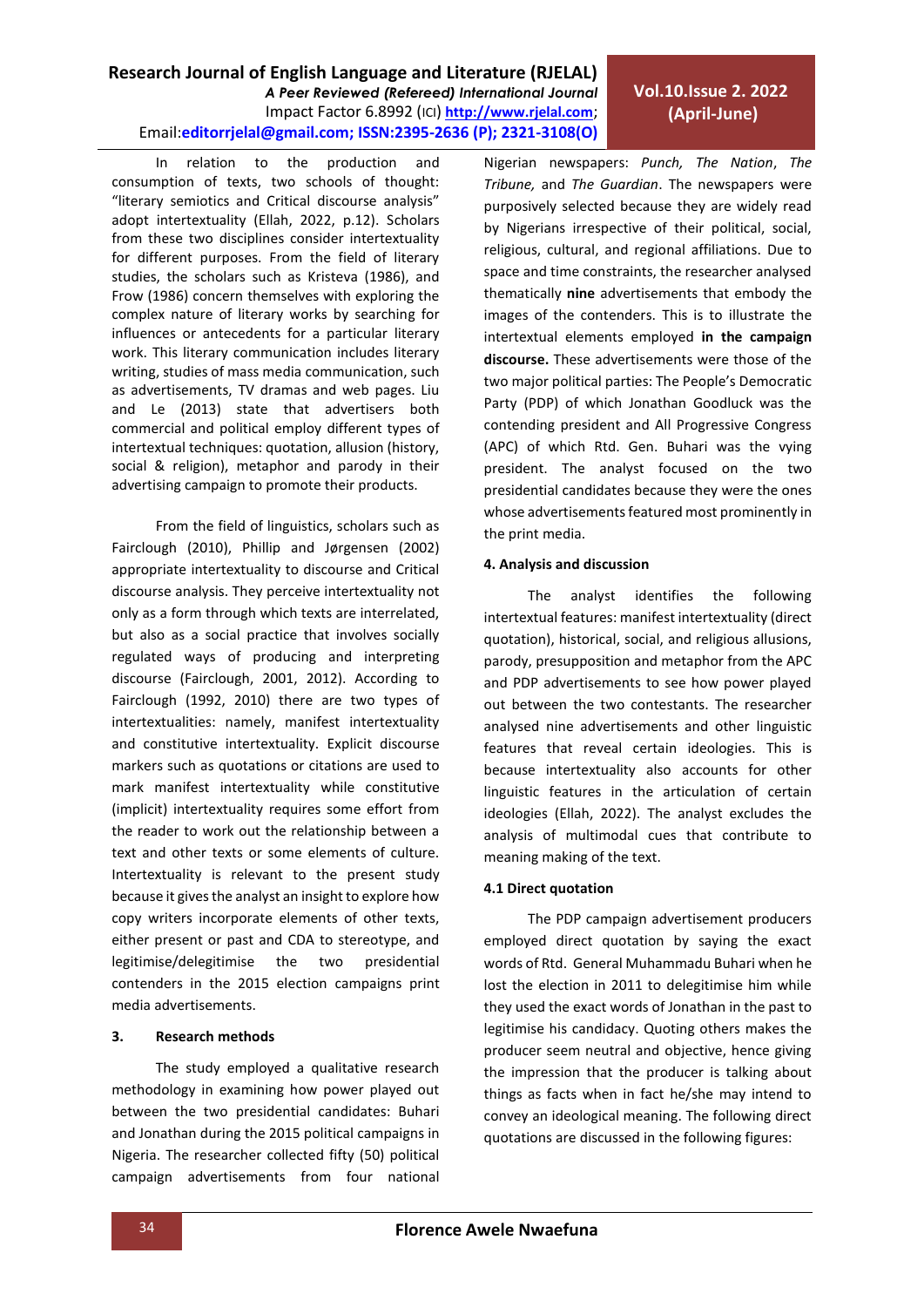In relation to the production and consumption of texts, two schools of thought: "literary semiotics and Critical discourse analysis" adopt intertextuality (Ellah, 2022, p.12). Scholars from these two disciplines consider intertextuality for different purposes. From the field of literary studies, the scholars such as Kristeva (1986), and Frow (1986) concern themselves with exploring the complex nature of literary works by searching for influences or antecedents for a particular literary work. This literary communication includes literary writing, studies of mass media communication, such as advertisements, TV dramas and web pages. Liu and Le (2013) state that advertisers both commercial and political employ different types of intertextual techniques: quotation, allusion (history, social & religion), metaphor and parody in their advertising campaign to promote their products.

From the field of linguistics, scholars such as Fairclough (2010), Phillip and Jørgensen (2002) appropriate intertextuality to discourse and Critical discourse analysis. They perceive intertextuality not only as a form through which texts are interrelated, but also as a social practice that involves socially regulated ways of producing and interpreting discourse (Fairclough, 2001, 2012). According to Fairclough (1992, 2010) there are two types of intertextualities: namely, manifest intertextuality and constitutive intertextuality. Explicit discourse markers such as quotations or citations are used to mark manifest intertextuality while constitutive (implicit) intertextuality requires some effort from the reader to work out the relationship between a text and other texts or some elements of culture. Intertextuality is relevant to the present study because it gives the analyst an insight to explore how copy writers incorporate elements of other texts, either present or past and CDA to stereotype, and legitimise/delegitimise the two presidential contenders in the 2015 election campaigns print media advertisements.

## 3. Research methods

The study employed a qualitative research methodology in examining how power played out between the two presidential candidates: Buhari and Jonathan during the 2015 political campaigns in Nigeria. The researcher collected fifty (50) political campaign advertisements from four national Nigerian newspapers: *Punch, The Nation*, *The Tribune,* and *The Guardian*. The newspapers were purposively selected because they are widely read by Nigerians irrespective of their political, social, religious, cultural, and regional affiliations. Due to space and time constraints, the researcher analysed thematically **nine** advertisements that embody the images of the contenders. This is to illustrate the intertextual elements employed **in the campaign discourse.** These advertisements were those of the two major political parties: The People's Democratic Party (PDP) of which Jonathan Goodluck was the contending president and All Progressive Congress (APC) of which Rtd. Gen. Buhari was the vying president. The analyst focused on the two presidential candidates because they were the ones whose advertisements featured most prominently in the print media.

## 4. Analysis and discussion

The analyst identifies the following intertextual features: manifest intertextuality (direct quotation), historical, social, and religious allusions, parody, presupposition and metaphor from the APC and PDP advertisements to see how power played out between the two contestants. The researcher analysed nine advertisements and other linguistic features that reveal certain ideologies. This is because intertextuality also accounts for other linguistic features in the articulation of certain ideologies (Ellah, 2022). The analyst excludes the analysis of multimodal cues that contribute to meaning making of the text.

### 4.1 Direct quotation

The PDP campaign advertisement producers employed direct quotation by saying the exact words of Rtd. General Muhammadu Buhari when he lost the election in 2011 to delegitimise him while they used the exact words of Jonathan in the past to legitimise his candidacy. Quoting others makes the producer seem neutral and objective, hence giving the impression that the producer is talking about things as facts when in fact he/she may intend to convey an ideological meaning. The following direct quotations are discussed in the following figures: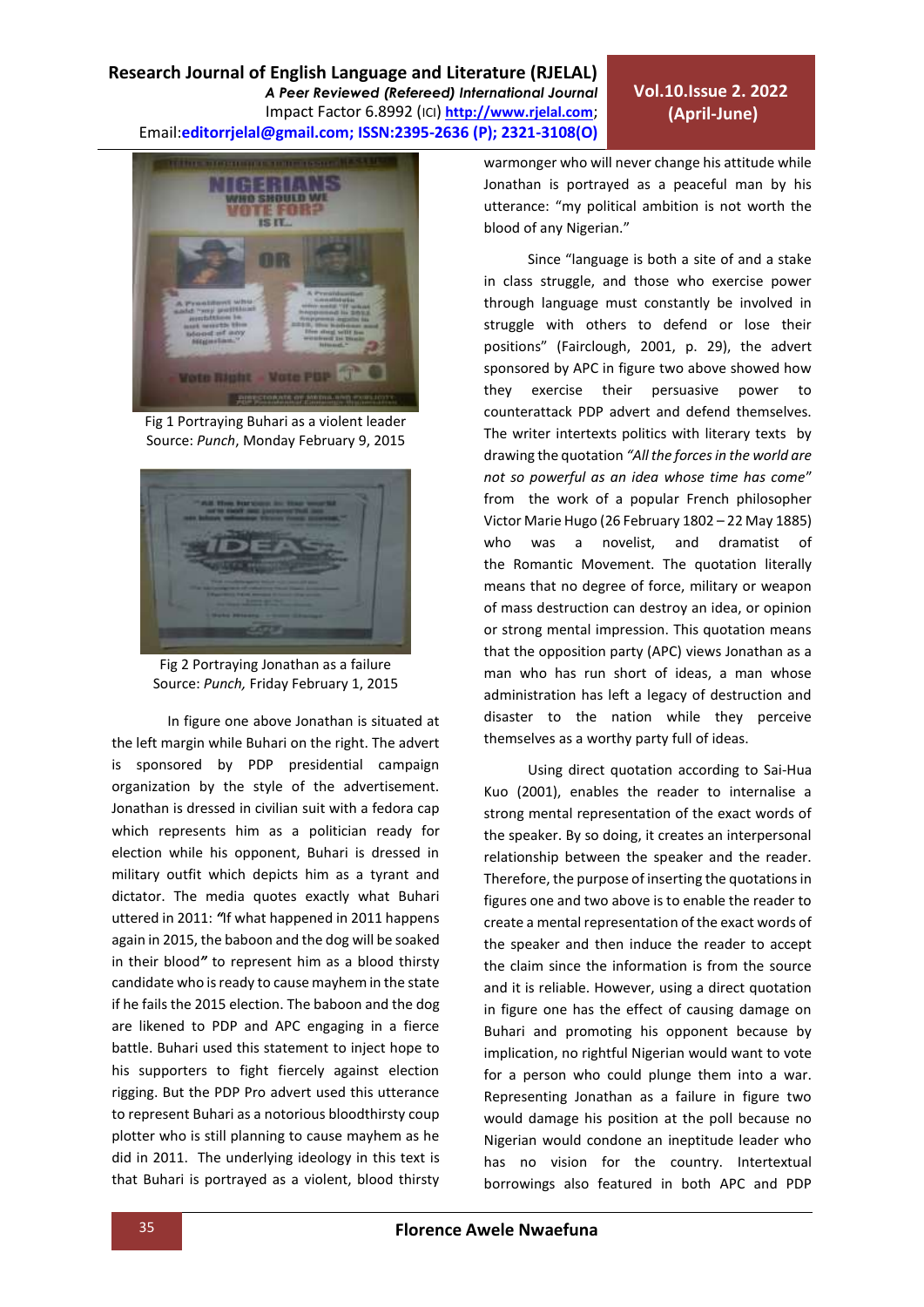Fig 1 Portraying Buhari as a violent leader
Source: *Punch*, Monday February 9, 2015

Fig 2 Portraying Jonathan as a failure
Source: *Punch,* Friday February 1, 2015

In figure one above Jonathan is situated at the left margin while Buhari on the right. The advert is sponsored by PDP presidential campaign organization by the style of the advertisement. Jonathan is dressed in civilian suit with a fedora cap which represents him as a politician ready for election while his opponent, Buhari is dressed in military outfit which depicts him as a tyrant and dictator. The media quotes exactly what Buhari uttered in 2011: *"*If what happened in 2011 happens again in 2015, the baboon and the dog will be soaked in their blood*"* to represent him as a blood thirsty candidate who is ready to cause mayhem in the state if he fails the 2015 election. The baboon and the dog are likened to PDP and APC engaging in a fierce battle. Buhari used this statement to inject hope to his supporters to fight fiercely against election rigging. But the PDP Pro advert used this utterance to represent Buhari as a notorious bloodthirsty coup plotter who is still planning to cause mayhem as he did in 2011. The underlying ideology in this text is that Buhari is portrayed as a violent, blood thirsty warmonger who will never change his attitude while Jonathan is portrayed as a peaceful man by his utterance: "my political ambition is not worth the blood of any Nigerian."

Since "language is both a site of and a stake in class struggle, and those who exercise power through language must constantly be involved in struggle with others to defend or lose their positions" (Fairclough, 2001, p. 29), the advert sponsored by APC in figure two above showed how they exercise their persuasive power to counterattack PDP advert and defend themselves. The writer intertexts politics with literary texts by drawing the quotation *"All the forces in the world are not so powerful as an idea whose time has come*" from the work of a popular French philosopher Victor Marie Hugo (26 February 1802 – 22 May 1885) who was a novelist, and dramatist of the Romantic Movement. The quotation literally means that no degree of force, military or weapon of mass destruction can destroy an idea, or opinion or strong mental impression. This quotation means that the opposition party (APC) views Jonathan as a man who has run short of ideas, a man whose administration has left a legacy of destruction and disaster to the nation while they perceive themselves as a worthy party full of ideas.

Using direct quotation according to Sai-Hua Kuo (2001), enables the reader to internalise a strong mental representation of the exact words of the speaker. By so doing, it creates an interpersonal relationship between the speaker and the reader. Therefore, the purpose of inserting the quotations in figures one and two above is to enable the reader to create a mental representation of the exact words of the speaker and then induce the reader to accept the claim since the information is from the source and it is reliable. However, using a direct quotation in figure one has the effect of causing damage on Buhari and promoting his opponent because by implication, no rightful Nigerian would want to vote for a person who could plunge them into a war. Representing Jonathan as a failure in figure two would damage his position at the poll because no Nigerian would condone an ineptitude leader who has no vision for the country. Intertextual borrowings also featured in both APC and PDP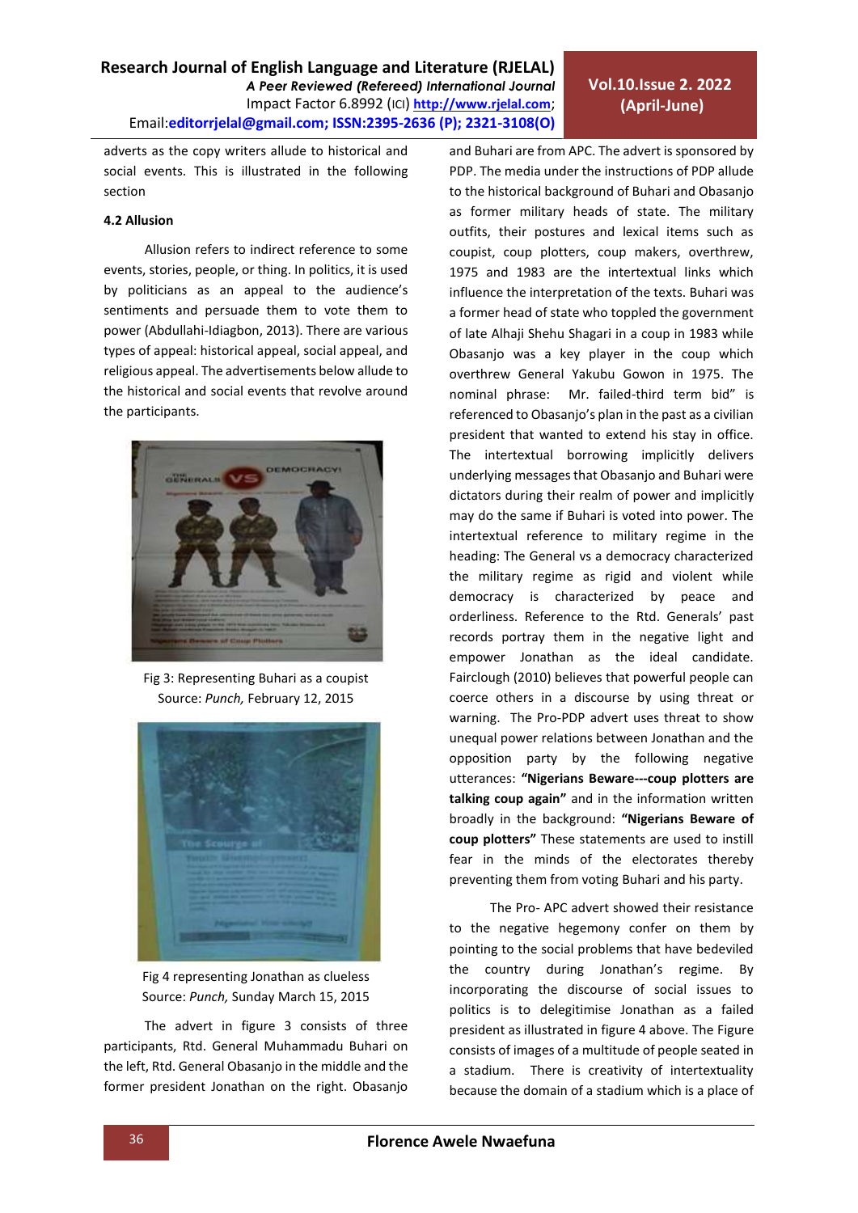adverts as the copy writers allude to historical and social events. This is illustrated in the following section

#### 4.2 Allusion

Allusion refers to indirect reference to some events, stories, people, or thing. In politics, it is used by politicians as an appeal to the audience's sentiments and persuade them to vote them to power (Abdullahi-Idiagbon, 2013). There are various types of appeal: historical appeal, social appeal, and religious appeal. The advertisements below allude to the historical and social events that revolve around the participants.

Fig 3: Representing Buhari as a coupist
Source: *Punch,* February 12, 2015

Fig 4 representing Jonathan as clueless
Source: *Punch,* Sunday March 15, 2015

The advert in figure 3 consists of three participants, Rtd. General Muhammadu Buhari on the left, Rtd. General Obasanjo in the middle and the former president Jonathan on the right. Obasanjo and Buhari are from APC. The advert is sponsored by PDP. The media under the instructions of PDP allude to the historical background of Buhari and Obasanjo as former military heads of state. The military outfits, their postures and lexical items such as coupist, coup plotters, coup makers, overthrew, 1975 and 1983 are the intertextual links which influence the interpretation of the texts. Buhari was a former head of state who toppled the government of late Alhaji Shehu Shagari in a coup in 1983 while Obasanjo was a key player in the coup which overthrew General Yakubu Gowon in 1975. The nominal phrase: Mr. failed-third term bid" is referenced to Obasanjo's plan in the past as a civilian president that wanted to extend his stay in office. The intertextual borrowing implicitly delivers underlying messages that Obasanjo and Buhari were dictators during their realm of power and implicitly may do the same if Buhari is voted into power. The intertextual reference to military regime in the heading: The General vs a democracy characterized the military regime as rigid and violent while democracy is characterized by peace and orderliness. Reference to the Rtd. Generals' past records portray them in the negative light and empower Jonathan as the ideal candidate. Fairclough (2010) believes that powerful people can coerce others in a discourse by using threat or warning. The Pro-PDP advert uses threat to show unequal power relations between Jonathan and the opposition party by the following negative utterances: **"Nigerians Beware---coup plotters are talking coup again"** and in the information written broadly in the background: **"Nigerians Beware of coup plotters"** These statements are used to instill fear in the minds of the electorates thereby preventing them from voting Buhari and his party.

The Pro- APC advert showed their resistance to the negative hegemony confer on them by pointing to the social problems that have bedeviled the country during Jonathan's regime. By incorporating the discourse of social issues to politics is to delegitimise Jonathan as a failed president as illustrated in figure 4 above. The Figure consists of images of a multitude of people seated in a stadium. There is creativity of intertextuality because the domain of a stadium which is a place of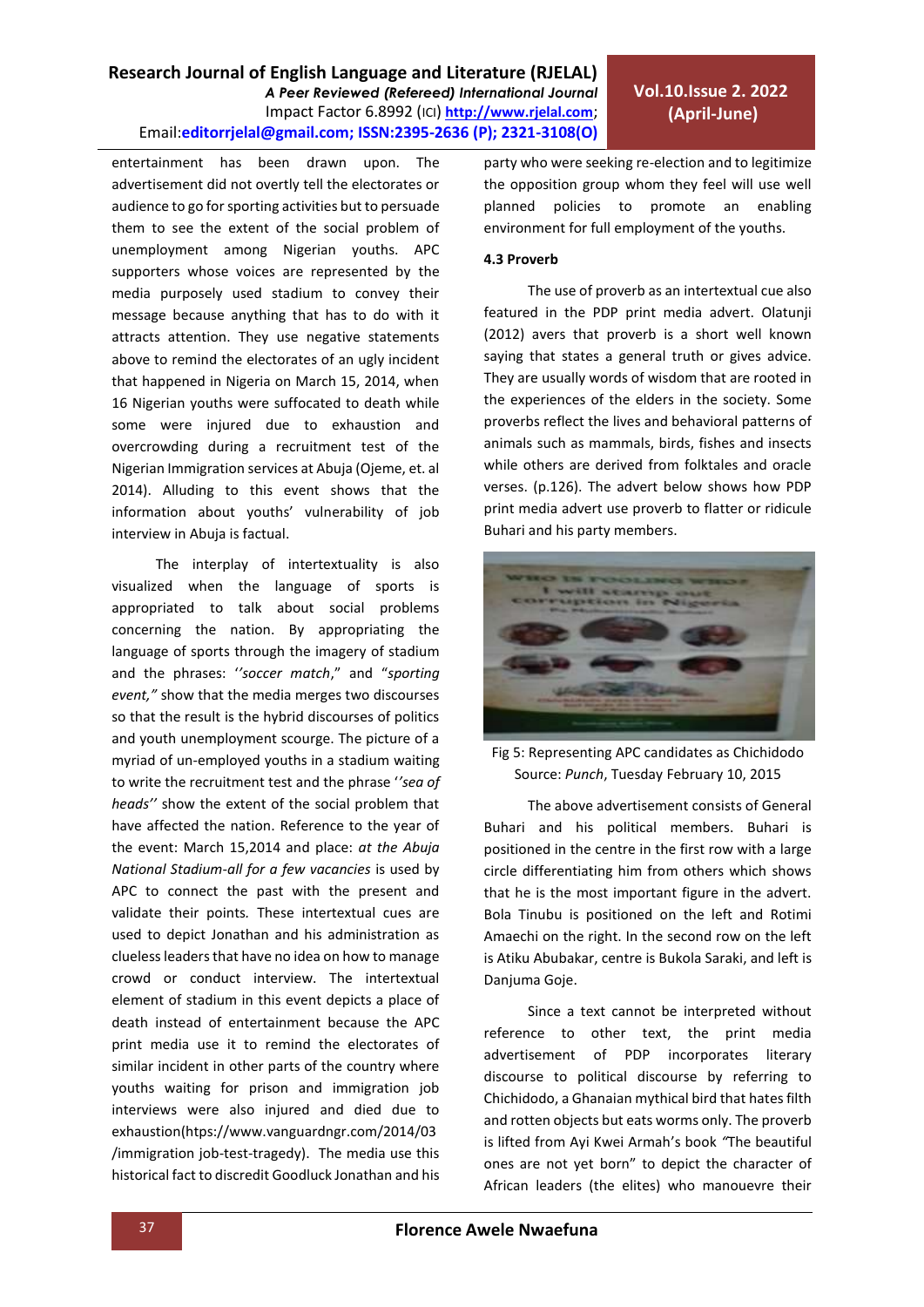entertainment has been drawn upon. The advertisement did not overtly tell the electorates or audience to go for sporting activities but to persuade them to see the extent of the social problem of unemployment among Nigerian youths. APC supporters whose voices are represented by the media purposely used stadium to convey their message because anything that has to do with it attracts attention. They use negative statements above to remind the electorates of an ugly incident that happened in Nigeria on March 15, 2014, when 16 Nigerian youths were suffocated to death while some were injured due to exhaustion and overcrowding during a recruitment test of the Nigerian Immigration services at Abuja (Ojeme, et. al 2014). Alluding to this event shows that the information about youths' vulnerability of job interview in Abuja is factual.

The interplay of intertextuality is also visualized when the language of sports is appropriated to talk about social problems concerning the nation. By appropriating the language of sports through the imagery of stadium and the phrases: *''soccer match*," and "*sporting event,"* show that the media merges two discourses so that the result is the hybrid discourses of politics and youth unemployment scourge. The picture of a myriad of un-employed youths in a stadium waiting to write the recruitment test and the phrase *''sea of heads''* show the extent of the social problem that have affected the nation. Reference to the year of the event: March 15,2014 and place: *at the Abuja National Stadium-all for a few vacancies* is used by APC to connect the past with the present and validate their points. These intertextual cues are used to depict Jonathan and his administration as clueless leaders that have no idea on how to manage crowd or conduct interview. The intertextual element of stadium in this event depicts a place of death instead of entertainment because the APC print media use it to remind the electorates of similar incident in other parts of the country where youths waiting for prison and immigration job interviews were also injured and died due to exhaustion(htps://www.vanguardngr.com/2014/03 /immigration job-test-tragedy). The media use this historical fact to discredit Goodluck Jonathan and his party who were seeking re-election and to legitimize the opposition group whom they feel will use well planned policies to promote an enabling environment for full employment of the youths.

### 4.3 Proverb

The use of proverb as an intertextual cue also featured in the PDP print media advert. Olatunji (2012) avers that proverb is a short well known saying that states a general truth or gives advice. They are usually words of wisdom that are rooted in the experiences of the elders in the society. Some proverbs reflect the lives and behavioral patterns of animals such as mammals, birds, fishes and insects while others are derived from folktales and oracle verses. (p.126). The advert below shows how PDP print media advert use proverb to flatter or ridicule Buhari and his party members.

Fig 5: Representing APC candidates as Chichidodo
Source: *Punch*, Tuesday February 10, 2015

The above advertisement consists of General Buhari and his political members. Buhari is positioned in the centre in the first row with a large circle differentiating him from others which shows that he is the most important figure in the advert. Bola Tinubu is positioned on the left and Rotimi Amaechi on the right. In the second row on the left is Atiku Abubakar, centre is Bukola Saraki, and left is Danjuma Goje.

Since a text cannot be interpreted without reference to other text, the print media advertisement of PDP incorporates literary discourse to political discourse by referring to Chichidodo, a Ghanaian mythical bird that hates filth and rotten objects but eats worms only. The proverb is lifted from Ayi Kwei Armah's book *"*The beautiful ones are not yet born" to depict the character of African leaders (the elites) who manouevre their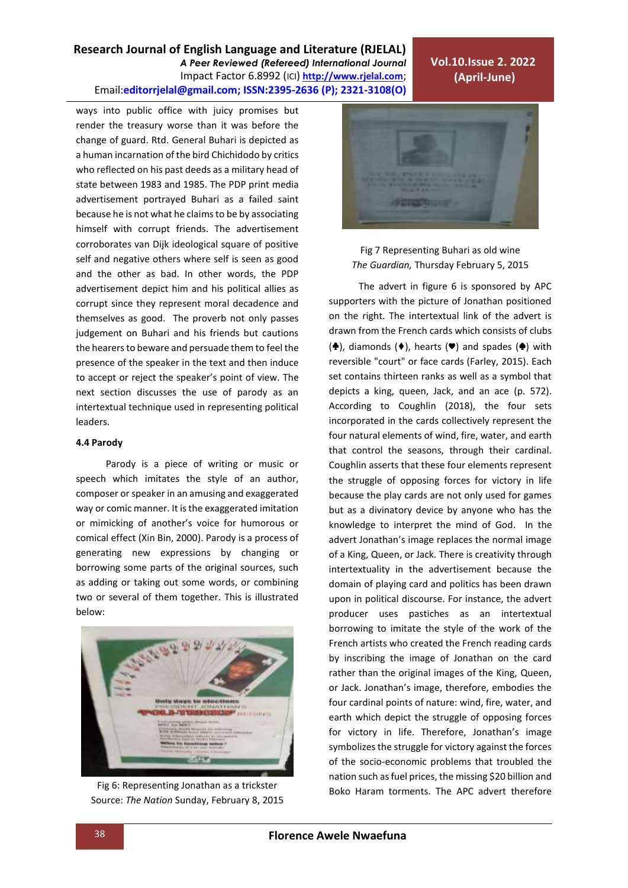ways into public office with juicy promises but render the treasury worse than it was before the change of guard. Rtd. General Buhari is depicted as a human incarnation of the bird Chichidodo by critics who reflected on his past deeds as a military head of state between 1983 and 1985. The PDP print media advertisement portrayed Buhari as a failed saint because he is not what he claims to be by associating himself with corrupt friends. The advertisement corroborates van Dijk ideological square of positive self and negative others where self is seen as good and the other as bad. In other words, the PDP advertisement depict him and his political allies as corrupt since they represent moral decadence and themselves as good. The proverb not only passes judgement on Buhari and his friends but cautions the hearers to beware and persuade them to feel the presence of the speaker in the text and then induce to accept or reject the speaker's point of view. The next section discusses the use of parody as an intertextual technique used in representing political leaders.

**4.4 Parody**

Parody is a piece of writing or music or speech which imitates the style of an author, composer or speaker in an amusing and exaggerated way or comic manner. It is the exaggerated imitation or mimicking of another's voice for humorous or comical effect (Xin Bin, 2000). Parody is a process of generating new expressions by changing or borrowing some parts of the original sources, such as adding or taking out some words, or combining two or several of them together. This is illustrated below:

Fig 6: Representing Jonathan as a trickster
Source: *The Nation* Sunday, February 8, 2015

Fig 7 Representing Buhari as old wine
*The Guardian,* Thursday February 5, 2015

The advert in figure 6 is sponsored by APC supporters with the picture of Jonathan positioned on the right. The intertextual link of the advert is drawn from the French cards which consists of clubs (♣), diamonds (♦), hearts (♥) and spades (♠) with reversible "court" or face cards (Farley, 2015). Each set contains thirteen ranks as well as a symbol that depicts a king, queen, Jack, and an ace (p. 572). According to Coughlin (2018), the four sets incorporated in the cards collectively represent the four natural elements of wind, fire, water, and earth that control the seasons, through their cardinal. Coughlin asserts that these four elements represent the struggle of opposing forces for victory in life because the play cards are not only used for games but as a divinatory device by anyone who has the knowledge to interpret the mind of God. In the advert Jonathan's image replaces the normal image of a King, Queen, or Jack. There is creativity through intertextuality in the advertisement because the domain of playing card and politics has been drawn upon in political discourse. For instance, the advert producer uses pastiches as an intertextual borrowing to imitate the style of the work of the French artists who created the French reading cards by inscribing the image of Jonathan on the card rather than the original images of the King, Queen, or Jack. Jonathan's image, therefore, embodies the four cardinal points of nature: wind, fire, water, and earth which depict the struggle of opposing forces for victory in life. Therefore, Jonathan's image symbolizes the struggle for victory against the forces of the socio-economic problems that troubled the nation such as fuel prices, the missing $20 billion and Boko Haram torments. The APC advert therefore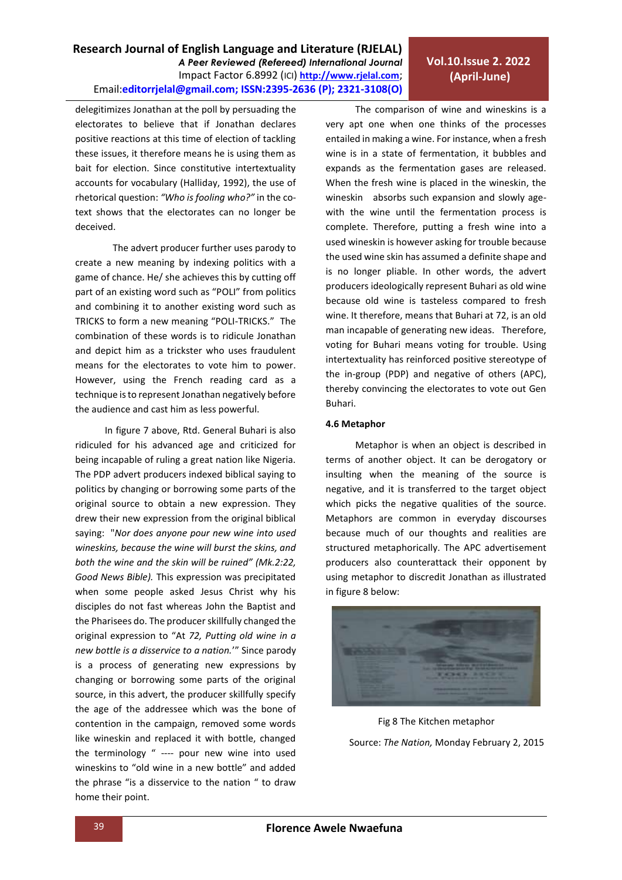delegitimizes Jonathan at the poll by persuading the electorates to believe that if Jonathan declares positive reactions at this time of election of tackling these issues, it therefore means he is using them as bait for election. Since constitutive intertextuality accounts for vocabulary (Halliday, 1992), the use of rhetorical question: *"Who is fooling who?"* in the co-text shows that the electorates can no longer be deceived.

The advert producer further uses parody to create a new meaning by indexing politics with a game of chance. He/ she achieves this by cutting off part of an existing word such as "POLI" from politics and combining it to another existing word such as TRICKS to form a new meaning "POLI-TRICKS." The combination of these words is to ridicule Jonathan and depict him as a trickster who uses fraudulent means for the electorates to vote him to power. However, using the French reading card as a technique is to represent Jonathan negatively before the audience and cast him as less powerful.

In figure 7 above, Rtd. General Buhari is also ridiculed for his advanced age and criticized for being incapable of ruling a great nation like Nigeria. The PDP advert producers indexed biblical saying to politics by changing or borrowing some parts of the original source to obtain a new expression. They drew their new expression from the original biblical saying: "*Nor does anyone pour new wine into used wineskins, because the wine will burst the skins, and both the wine and the skin will be ruined" (Mk.2:22, Good News Bible).* This expression was precipitated when some people asked Jesus Christ why his disciples do not fast whereas John the Baptist and the Pharisees do. The producer skillfully changed the original expression to "At *72, Putting old wine in a new bottle is a disservice to a nation.*'" Since parody is a process of generating new expressions by changing or borrowing some parts of the original source, in this advert, the producer skillfully specify the age of the addressee which was the bone of contention in the campaign, removed some words like wineskin and replaced it with bottle, changed the terminology " ---- pour new wine into used wineskins to "old wine in a new bottle" and added the phrase "is a disservice to the nation " to draw home their point.

The comparison of wine and wineskins is a very apt one when one thinks of the processes entailed in making a wine. For instance, when a fresh wine is in a state of fermentation, it bubbles and expands as the fermentation gases are released. When the fresh wine is placed in the wineskin, the wineskin absorbs such expansion and slowly age-with the wine until the fermentation process is complete. Therefore, putting a fresh wine into a used wineskin is however asking for trouble because the used wine skin has assumed a definite shape and is no longer pliable. In other words, the advert producers ideologically represent Buhari as old wine because old wine is tasteless compared to fresh wine. It therefore, means that Buhari at 72, is an old man incapable of generating new ideas. Therefore, voting for Buhari means voting for trouble. Using intertextuality has reinforced positive stereotype of the in-group (PDP) and negative of others (APC), thereby convincing the electorates to vote out Gen Buhari.

#### 4.6 Metaphor

Metaphor is when an object is described in terms of another object. It can be derogatory or insulting when the meaning of the source is negative, and it is transferred to the target object which picks the negative qualities of the source. Metaphors are common in everyday discourses because much of our thoughts and realities are structured metaphorically. The APC advertisement producers also counterattack their opponent by using metaphor to discredit Jonathan as illustrated in figure 8 below:

Fig 8 The Kitchen metaphor

Source: *The Nation,* Monday February 2, 2015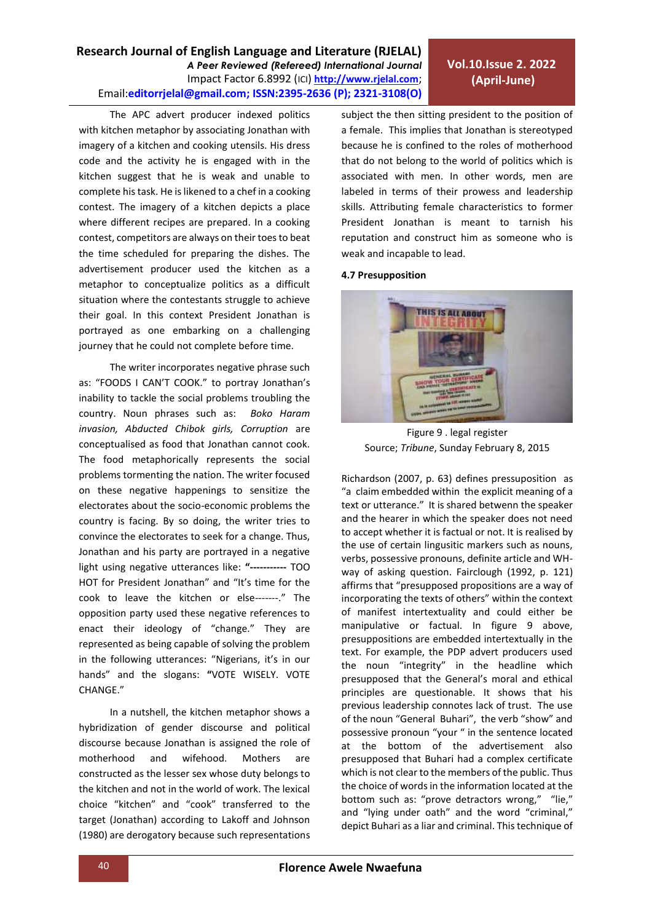The APC advert producer indexed politics with kitchen metaphor by associating Jonathan with imagery of a kitchen and cooking utensils. His dress code and the activity he is engaged with in the kitchen suggest that he is weak and unable to complete his task. He is likened to a chef in a cooking contest. The imagery of a kitchen depicts a place where different recipes are prepared. In a cooking contest, competitors are always on their toes to beat the time scheduled for preparing the dishes. The advertisement producer used the kitchen as a metaphor to conceptualize politics as a difficult situation where the contestants struggle to achieve their goal. In this context President Jonathan is portrayed as one embarking on a challenging journey that he could not complete before time.

The writer incorporates negative phrase such as: "FOODS I CAN'T COOK." to portray Jonathan's inability to tackle the social problems troubling the country. Noun phrases such as: *Boko Haram invasion, Abducted Chibok girls, Corruption* are conceptualised as food that Jonathan cannot cook. The food metaphorically represents the social problems tormenting the nation. The writer focused on these negative happenings to sensitize the electorates about the socio-economic problems the country is facing. By so doing, the writer tries to convince the electorates to seek for a change. Thus, Jonathan and his party are portrayed in a negative light using negative utterances like: **"-----------** TOO HOT for President Jonathan" and "It's time for the cook to leave the kitchen or else-------." The opposition party used these negative references to enact their ideology of "change." They are represented as being capable of solving the problem in the following utterances: "Nigerians, it's in our hands" and the slogans: **"**VOTE WISELY. VOTE CHANGE."

In a nutshell, the kitchen metaphor shows a hybridization of gender discourse and political discourse because Jonathan is assigned the role of motherhood and wifehood. Mothers are constructed as the lesser sex whose duty belongs to the kitchen and not in the world of work. The lexical choice "kitchen" and "cook" transferred to the target (Jonathan) according to Lakoff and Johnson (1980) are derogatory because such representations subject the then sitting president to the position of a female. This implies that Jonathan is stereotyped because he is confined to the roles of motherhood that do not belong to the world of politics which is associated with men. In other words, men are labeled in terms of their prowess and leadership skills. Attributing female characteristics to former President Jonathan is meant to tarnish his reputation and construct him as someone who is weak and incapable to lead.

**4.7 Presupposition**

Figure 9 . legal register
Source; *Tribune*, Sunday February 8, 2015

Richardson (2007, p. 63) defines pressuposition as "a claim embedded within the explicit meaning of a text or utterance." It is shared betwenn the speaker and the hearer in which the speaker does not need to accept whether it is factual or not. It is realised by the use of certain lingusitic markers such as nouns, verbs, possessive pronouns, definite article and WH-way of asking question. Fairclough (1992, p. 121) affirms that "presupposed propositions are a way of incorporating the texts of others" within the context of manifest intertextuality and could either be manipulative or factual. In figure 9 above, presuppositions are embedded intertextually in the text. For example, the PDP advert producers used the noun "integrity" in the headline which presupposed that the General's moral and ethical principles are questionable. It shows that his previous leadership connotes lack of trust. The use of the noun "General Buhari", the verb "show" and possessive pronoun "your " in the sentence located at the bottom of the advertisement also presupposed that Buhari had a complex certificate which is not clear to the members of the public. Thus the choice of words in the information located at the bottom such as: "prove detractors wrong," "lie," and "lying under oath" and the word "criminal," depict Buhari as a liar and criminal. This technique of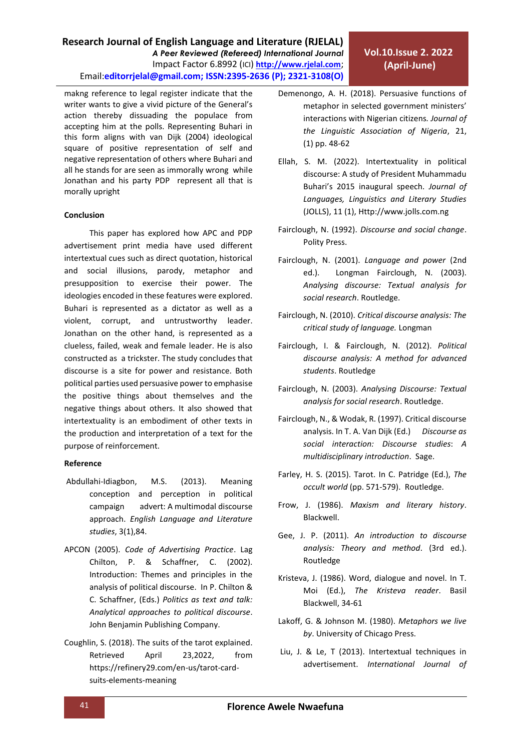makng reference to legal register indicate that the writer wants to give a vivid picture of the General's action thereby dissuading the populace from accepting him at the polls. Representing Buhari in this form aligns with van Dijk (2004) ideological square of positive representation of self and negative representation of others where Buhari and all he stands for are seen as immorally wrong while Jonathan and his party PDP represent all that is morally upright

**Conclusion**

This paper has explored how APC and PDP advertisement print media have used different intertextual cues such as direct quotation, historical and social illusions, parody, metaphor and presupposition to exercise their power. The ideologies encoded in these features were explored. Buhari is represented as a dictator as well as a violent, corrupt, and untrustworthy leader. Jonathan on the other hand, is represented as a clueless, failed, weak and female leader. He is also constructed as a trickster. The study concludes that discourse is a site for power and resistance. Both political parties used persuasive power to emphasise the positive things about themselves and the negative things about others. It also showed that intertextuality is an embodiment of other texts in the production and interpretation of a text for the purpose of reinforcement.

**Reference**

Abdullahi-Idiagbon, M.S. (2013). Meaning conception and perception in political campaign advert: A multimodal discourse approach. *English Language and Literature studies*, 3(1),84.

APCON (2005). *Code of Advertising Practice*. Lag Chilton, P. & Schaffner, C. (2002). Introduction: Themes and principles in the analysis of political discourse. In P. Chilton & C. Schaffner, (Eds.) *Politics as text and talk: Analytical approaches to political discourse*. John Benjamin Publishing Company.

Coughlin, S. (2018). The suits of the tarot explained. Retrieved April 23,2022, from https://refinery29.com/en-us/tarot-card-suits-elements-meaning

Demenongo, A. H. (2018). Persuasive functions of metaphor in selected government ministers' interactions with Nigerian citizens*. Journal of the Linguistic Association of Nigeria*, 21, (1) pp. 48-62

Ellah, S. M. (2022). Intertextuality in political discourse: A study of President Muhammadu Buhari's 2015 inaugural speech. *Journal of Languages, Linguistics and Literary Studies* (JOLLS), 11 (1), Http://www.jolls.com.ng

Fairclough, N. (1992). *Discourse and social change*. Polity Press.

Fairclough, N. (2001). *Language and power* (2nd ed.). Longman Fairclough, N. (2003). *Analysing discourse: Textual analysis for social research*. Routledge.

Fairclough, N. (2010). *Critical discourse analysis: The critical study of language.* Longman

Fairclough, I. & Fairclough, N. (2012). *Political discourse analysis: A method for advanced students*. Routledge

Fairclough, N. (2003). *Analysing Discourse: Textual analysis for social research*. Routledge.

Fairclough, N., & Wodak, R. (1997). Critical discourse analysis. In T. A. Van Dijk (Ed.) *Discourse as social interaction: Discourse studies: A multidisciplinary introduction*. Sage.

Farley, H. S. (2015). Tarot. In C. Patridge (Ed.), *The occult world* (pp. 571-579). Routledge.

Frow, J. (1986). *Maxism and literary history*. Blackwell.

Gee, J. P. (2011). *An introduction to discourse analysis: Theory and method*. (3rd ed.). Routledge

Kristeva, J. (1986). Word, dialogue and novel. In T. Moi (Ed.), *The Kristeva reader*. Basil Blackwell, 34-61

Lakoff, G. & Johnson M. (1980). *Metaphors we live by*. University of Chicago Press.

Liu, J. & Le, T (2013). Intertextual techniques in advertisement. *International Journal of*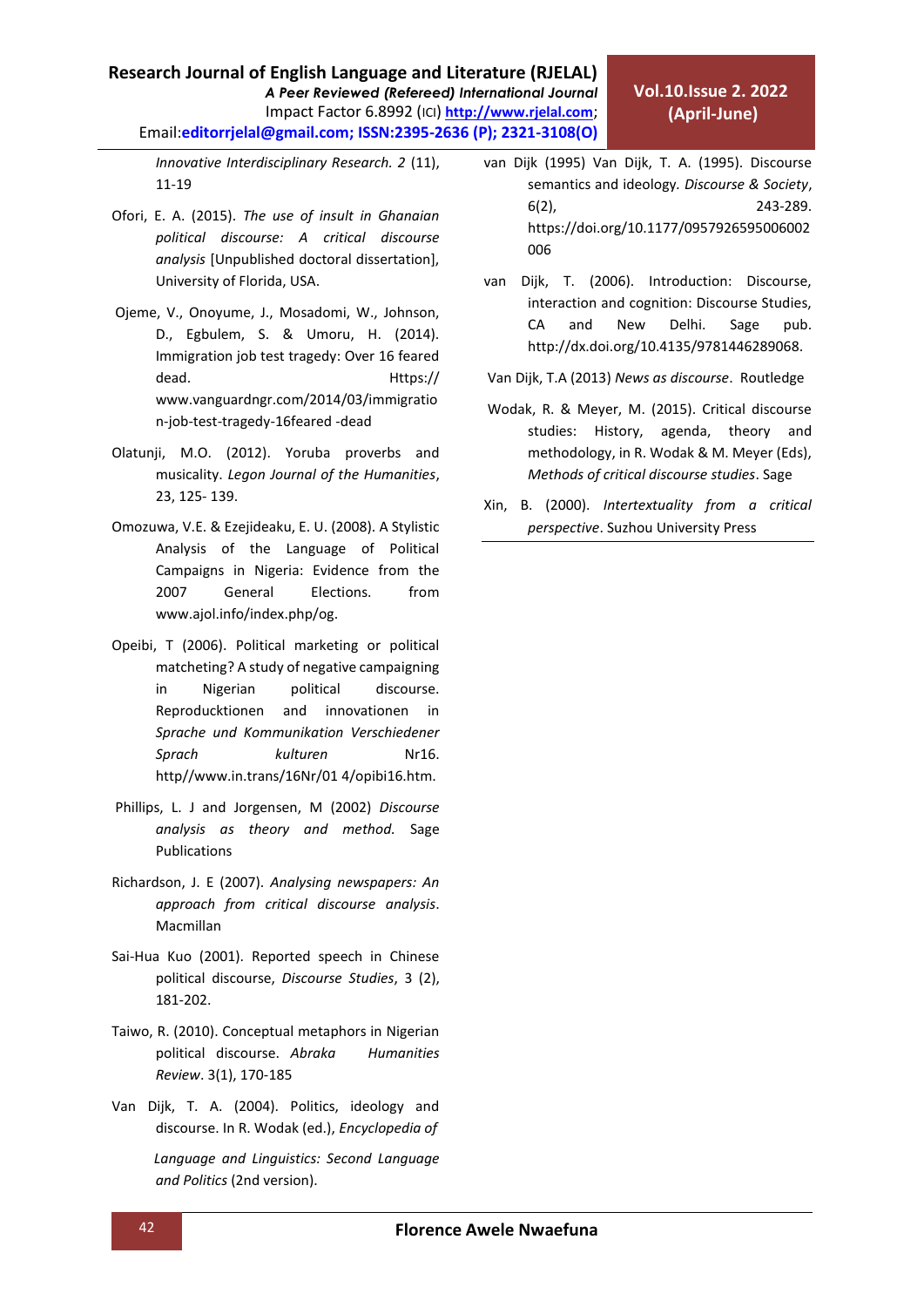*Innovative Interdisciplinary Research. 2* (11), 11-19

Ofori, E. A. (2015). *The use of insult in Ghanaian political discourse: A critical discourse analysis* [Unpublished doctoral dissertation], University of Florida, USA.

Ojeme, V., Onoyume, J., Mosadomi, W., Johnson, D., Egbulem, S. & Umoru, H. (2014). Immigration job test tragedy: Over 16 feared dead. Https:// www.vanguardngr.com/2014/03/immigration-job-test-tragedy-16feared -dead

Olatunji, M.O. (2012). Yoruba proverbs and musicality. *Legon Journal of the Humanities*, 23, 125- 139.

Omozuwa, V.E. & Ezejideaku, E. U. (2008). A Stylistic Analysis of the Language of Political Campaigns in Nigeria: Evidence from the 2007 General Elections. from www.ajol.info/index.php/og.

Opeibi, T (2006). Political marketing or political matcheting? A study of negative campaigning in Nigerian political discourse. Reproducktionen and innovationen in *Sprache und Kommunikation Verschiedener Sprach kulturen* Nr16. http//www.in.trans/16Nr/01 4/opibi16.htm.

Phillips, L. J and Jorgensen, M (2002) *Discourse analysis as theory and method.* Sage Publications

Richardson, J. E (2007). *Analysing newspapers: An approach from critical discourse analysis*. Macmillan

Sai-Hua Kuo (2001). Reported speech in Chinese political discourse, *Discourse Studies*, 3 (2), 181-202.

Taiwo, R. (2010). Conceptual metaphors in Nigerian political discourse. *Abraka Humanities Review*. 3(1), 170-185

Van Dijk, T. A. (2004). Politics, ideology and discourse. In R. Wodak (ed.), *Encyclopedia of Language and Linguistics: Second Language and Politics* (2nd version).

van Dijk (1995) Van Dijk, T. A. (1995). Discourse semantics and ideology. *Discourse & Society*, 6(2), 243-289. https://doi.org/10.1177/0957926595006002006

van Dijk, T. (2006). Introduction: Discourse, interaction and cognition: Discourse Studies, CA and New Delhi. Sage pub. http://dx.doi.org/10.4135/9781446289068.

Van Dijk, T.A (2013) *News as discourse*. Routledge

Wodak, R. & Meyer, M. (2015). Critical discourse studies: History, agenda, theory and methodology, in R. Wodak & M. Meyer (Eds), *Methods of critical discourse studies*. Sage

Xin, B. (2000). *Intertextuality from a critical perspective*. Suzhou University Press